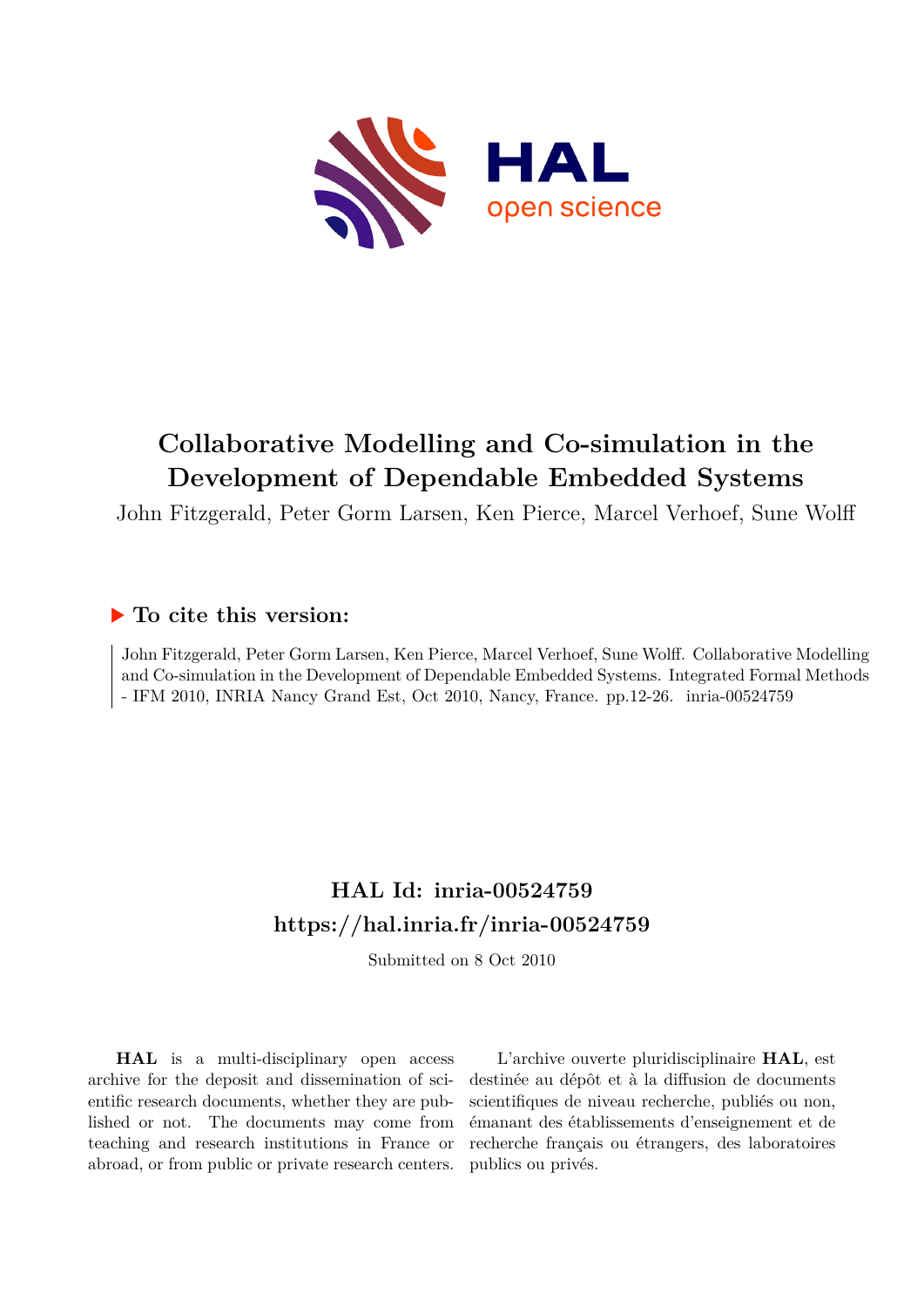# Collaborative Modelling and Co-simulation in the Development of Dependable Embedded Systems

John Fitzgerald, Peter Gorm Larsen, Ken Pierce, Marcel Verhoef, Sune Wolff

## ▶ To cite this version:

John Fitzgerald, Peter Gorm Larsen, Ken Pierce, Marcel Verhoef, Sune Wolff. Collaborative Modelling and Co-simulation in the Development of Dependable Embedded Systems. Integrated Formal Methods - IFM 2010, INRIA Nancy Grand Est, Oct 2010, Nancy, France. pp.12-26. inria-00524759

## HAL Id: inria-00524759
## https://hal.inria.fr/inria-00524759

Submitted on 8 Oct 2010

**HAL** is a multi-disciplinary open access archive for the deposit and dissemination of scientific research documents, whether they are published or not. The documents may come from teaching and research institutions in France or abroad, or from public or private research centers.

L'archive ouverte pluridisciplinaire **HAL**, est destinée au dépôt et à la diffusion de documents scientifiques de niveau recherche, publiés ou non, émanant des établissements d'enseignement et de recherche français ou étrangers, des laboratoires publics ou privés.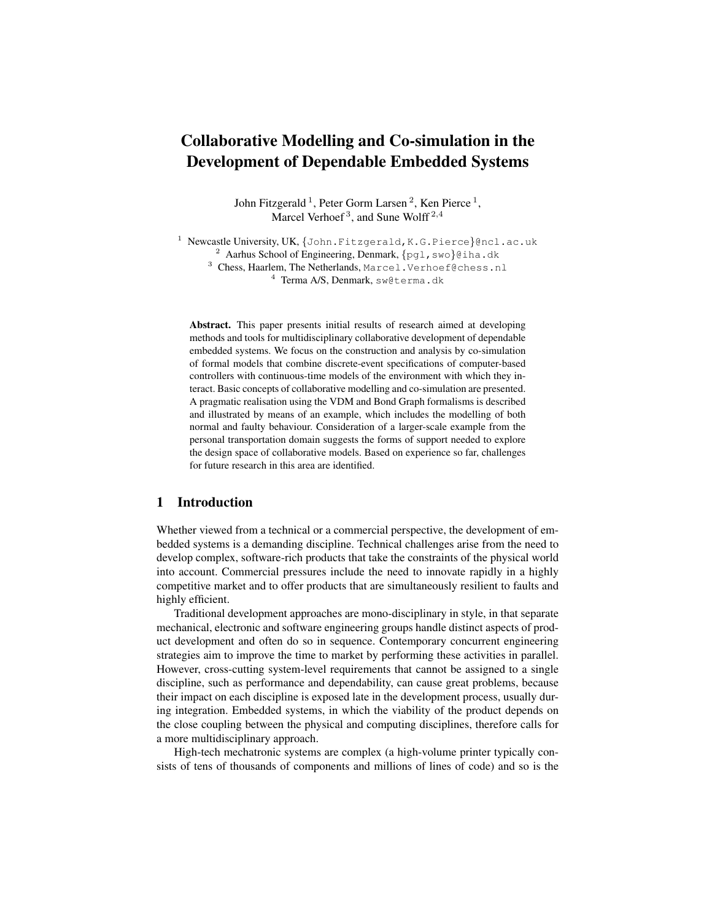# Collaborative Modelling and Co-simulation in the Development of Dependable Embedded Systems

John Fitzgerald [1], Peter Gorm Larsen [2], Ken Pierce [1], Marcel Verhoef [3], and Sune Wolff [2,4]

[1] Newcastle University, UK, {John.Fitzgerald,K.G.Pierce}@ncl.ac.uk
[2] Aarhus School of Engineering, Denmark, {pgl,swo}@iha.dk
[3] Chess, Haarlem, The Netherlands, Marcel.Verhoef@chess.nl
[4] Terma A/S, Denmark, sw@terma.dk

**Abstract.** This paper presents initial results of research aimed at developing methods and tools for multidisciplinary collaborative development of dependable embedded systems. We focus on the construction and analysis by co-simulation of formal models that combine discrete-event specifications of computer-based controllers with continuous-time models of the environment with which they interact. Basic concepts of collaborative modelling and co-simulation are presented. A pragmatic realisation using the VDM and Bond Graph formalisms is described and illustrated by means of an example, which includes the modelling of both normal and faulty behaviour. Consideration of a larger-scale example from the personal transportation domain suggests the forms of support needed to explore the design space of collaborative models. Based on experience so far, challenges for future research in this area are identified.

## 1 Introduction

Whether viewed from a technical or a commercial perspective, the development of embedded systems is a demanding discipline. Technical challenges arise from the need to develop complex, software-rich products that take the constraints of the physical world into account. Commercial pressures include the need to innovate rapidly in a highly competitive market and to offer products that are simultaneously resilient to faults and highly efficient.

Traditional development approaches are mono-disciplinary in style, in that separate mechanical, electronic and software engineering groups handle distinct aspects of product development and often do so in sequence. Contemporary concurrent engineering strategies aim to improve the time to market by performing these activities in parallel. However, cross-cutting system-level requirements that cannot be assigned to a single discipline, such as performance and dependability, can cause great problems, because their impact on each discipline is exposed late in the development process, usually during integration. Embedded systems, in which the viability of the product depends on the close coupling between the physical and computing disciplines, therefore calls for a more multidisciplinary approach.

High-tech mechatronic systems are complex (a high-volume printer typically consists of tens of thousands of components and millions of lines of code) and so is the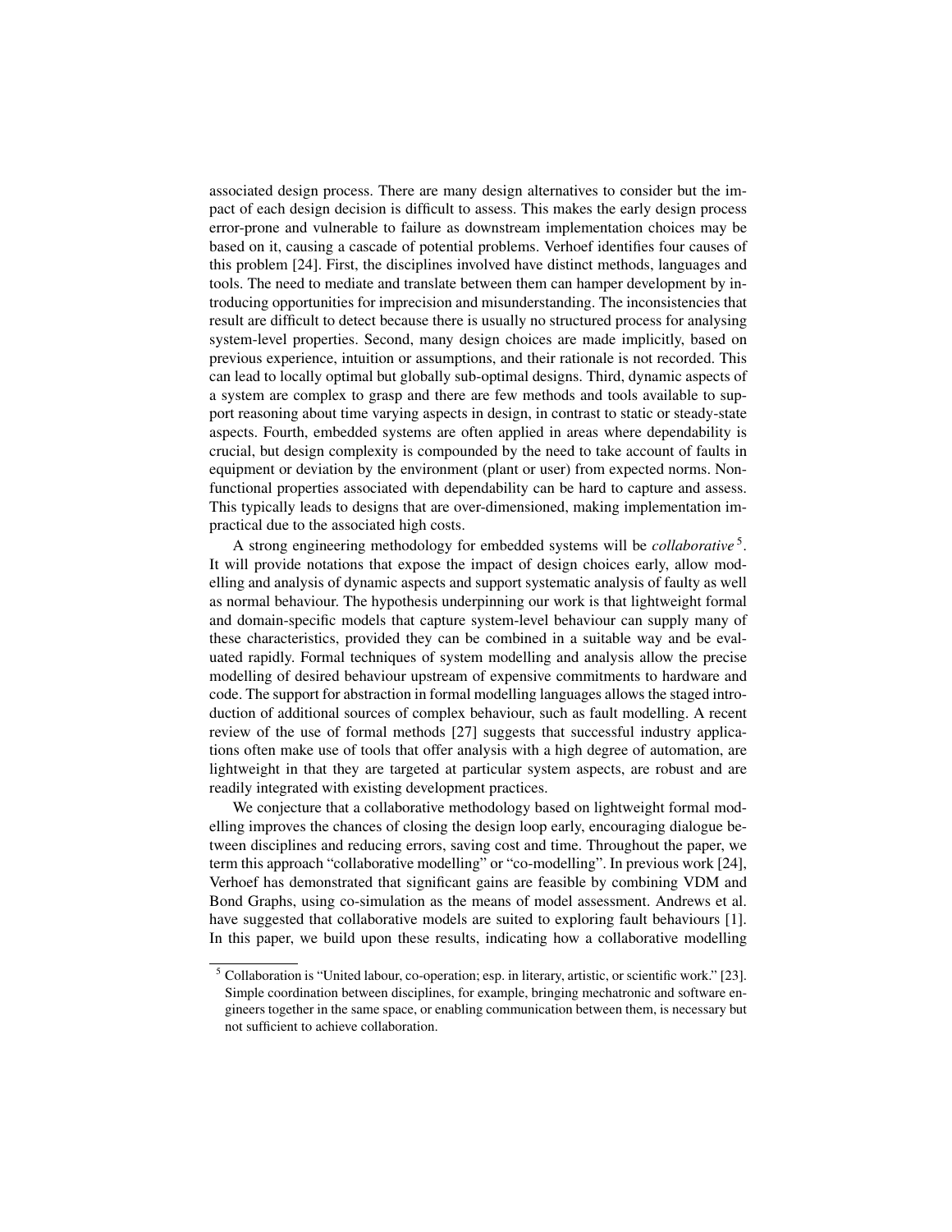associated design process. There are many design alternatives to consider but the impact of each design decision is difficult to assess. This makes the early design process error-prone and vulnerable to failure as downstream implementation choices may be based on it, causing a cascade of potential problems. Verhoef identifies four causes of this problem [24]. First, the disciplines involved have distinct methods, languages and tools. The need to mediate and translate between them can hamper development by introducing opportunities for imprecision and misunderstanding. The inconsistencies that result are difficult to detect because there is usually no structured process for analysing system-level properties. Second, many design choices are made implicitly, based on previous experience, intuition or assumptions, and their rationale is not recorded. This can lead to locally optimal but globally sub-optimal designs. Third, dynamic aspects of a system are complex to grasp and there are few methods and tools available to support reasoning about time varying aspects in design, in contrast to static or steady-state aspects. Fourth, embedded systems are often applied in areas where dependability is crucial, but design complexity is compounded by the need to take account of faults in equipment or deviation by the environment (plant or user) from expected norms. Non-functional properties associated with dependability can be hard to capture and assess. This typically leads to designs that are over-dimensioned, making implementation impractical due to the associated high costs.

A strong engineering methodology for embedded systems will be *collaborative* [5]. It will provide notations that expose the impact of design choices early, allow modelling and analysis of dynamic aspects and support systematic analysis of faulty as well as normal behaviour. The hypothesis underpinning our work is that lightweight formal and domain-specific models that capture system-level behaviour can supply many of these characteristics, provided they can be combined in a suitable way and be evaluated rapidly. Formal techniques of system modelling and analysis allow the precise modelling of desired behaviour upstream of expensive commitments to hardware and code. The support for abstraction in formal modelling languages allows the staged introduction of additional sources of complex behaviour, such as fault modelling. A recent review of the use of formal methods [27] suggests that successful industry applications often make use of tools that offer analysis with a high degree of automation, are lightweight in that they are targeted at particular system aspects, are robust and are readily integrated with existing development practices.

We conjecture that a collaborative methodology based on lightweight formal modelling improves the chances of closing the design loop early, encouraging dialogue between disciplines and reducing errors, saving cost and time. Throughout the paper, we term this approach "collaborative modelling" or "co-modelling". In previous work [24], Verhoef has demonstrated that significant gains are feasible by combining VDM and Bond Graphs, using co-simulation as the means of model assessment. Andrews et al. have suggested that collaborative models are suited to exploring fault behaviours [1]. In this paper, we build upon these results, indicating how a collaborative modelling

[5] Collaboration is "United labour, co-operation; esp. in literary, artistic, or scientific work." [23]. Simple coordination between disciplines, for example, bringing mechatronic and software engineers together in the same space, or enabling communication between them, is necessary but not sufficient to achieve collaboration.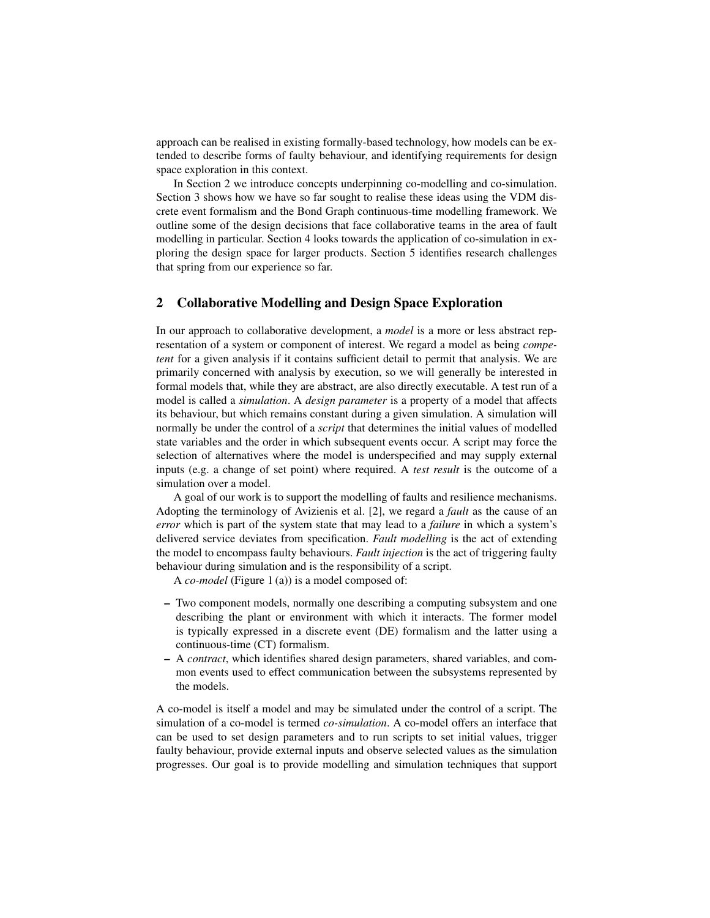approach can be realised in existing formally-based technology, how models can be extended to describe forms of faulty behaviour, and identifying requirements for design space exploration in this context.

In Section 2 we introduce concepts underpinning co-modelling and co-simulation. Section 3 shows how we have so far sought to realise these ideas using the VDM discrete event formalism and the Bond Graph continuous-time modelling framework. We outline some of the design decisions that face collaborative teams in the area of fault modelling in particular. Section 4 looks towards the application of co-simulation in exploring the design space for larger products. Section 5 identifies research challenges that spring from our experience so far.

## 2 Collaborative Modelling and Design Space Exploration

In our approach to collaborative development, a *model* is a more or less abstract representation of a system or component of interest. We regard a model as being *competent* for a given analysis if it contains sufficient detail to permit that analysis. We are primarily concerned with analysis by execution, so we will generally be interested in formal models that, while they are abstract, are also directly executable. A test run of a model is called a *simulation*. A *design parameter* is a property of a model that affects its behaviour, but which remains constant during a given simulation. A simulation will normally be under the control of a *script* that determines the initial values of modelled state variables and the order in which subsequent events occur. A script may force the selection of alternatives where the model is underspecified and may supply external inputs (e.g. a change of set point) where required. A *test result* is the outcome of a simulation over a model.

A goal of our work is to support the modelling of faults and resilience mechanisms. Adopting the terminology of Avizienis et al. [2], we regard a *fault* as the cause of an *error* which is part of the system state that may lead to a *failure* in which a system's delivered service deviates from specification. *Fault modelling* is the act of extending the model to encompass faulty behaviours. *Fault injection* is the act of triggering faulty behaviour during simulation and is the responsibility of a script.

A *co-model* (Figure 1 (a)) is a model composed of:

- Two component models, normally one describing a computing subsystem and one describing the plant or environment with which it interacts. The former model is typically expressed in a discrete event (DE) formalism and the latter using a continuous-time (CT) formalism.
- A *contract*, which identifies shared design parameters, shared variables, and common events used to effect communication between the subsystems represented by the models.

A co-model is itself a model and may be simulated under the control of a script. The simulation of a co-model is termed *co-simulation*. A co-model offers an interface that can be used to set design parameters and to run scripts to set initial values, trigger faulty behaviour, provide external inputs and observe selected values as the simulation progresses. Our goal is to provide modelling and simulation techniques that support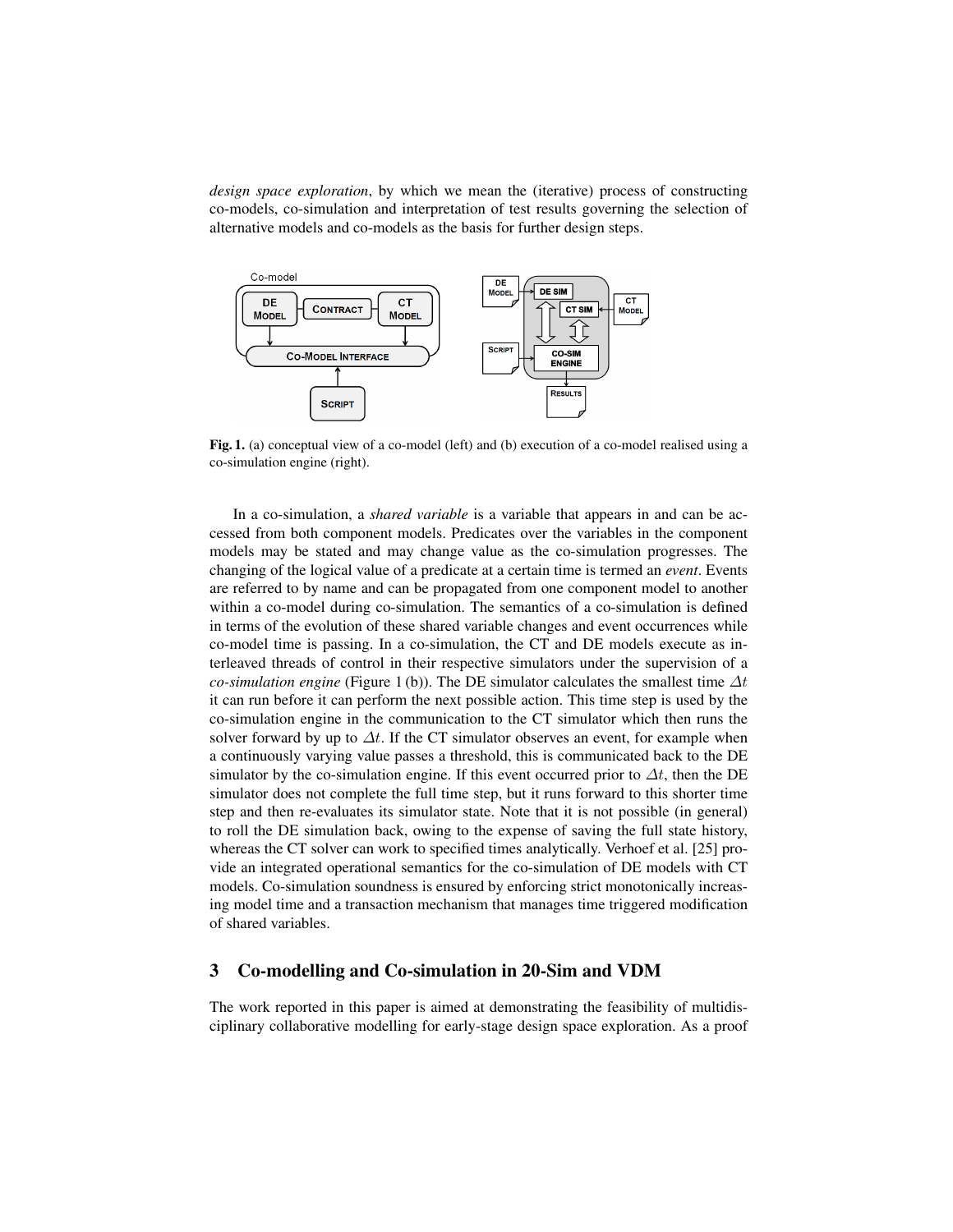*design space exploration*, by which we mean the (iterative) process of constructing co-models, co-simulation and interpretation of test results governing the selection of alternative models and co-models as the basis for further design steps.

**Fig. 1.** (a) conceptual view of a co-model (left) and (b) execution of a co-model realised using a co-simulation engine (right).

In a co-simulation, a *shared variable* is a variable that appears in and can be accessed from both component models. Predicates over the variables in the component models may be stated and may change value as the co-simulation progresses. The changing of the logical value of a predicate at a certain time is termed an *event*. Events are referred to by name and can be propagated from one component model to another within a co-model during co-simulation. The semantics of a co-simulation is defined in terms of the evolution of these shared variable changes and event occurrences while co-model time is passing. In a co-simulation, the CT and DE models execute as interleaved threads of control in their respective simulators under the supervision of a *co-simulation engine* (Figure 1 (b)). The DE simulator calculates the smallest time $\Delta t$ it can run before it can perform the next possible action. This time step is used by the co-simulation engine in the communication to the CT simulator which then runs the solver forward by up to $\Delta t$. If the CT simulator observes an event, for example when a continuously varying value passes a threshold, this is communicated back to the DE simulator by the co-simulation engine. If this event occurred prior to $\Delta t$, then the DE simulator does not complete the full time step, but it runs forward to this shorter time step and then re-evaluates its simulator state. Note that it is not possible (in general) to roll the DE simulation back, owing to the expense of saving the full state history, whereas the CT solver can work to specified times analytically. Verhoef et al. [25] provide an integrated operational semantics for the co-simulation of DE models with CT models. Co-simulation soundness is ensured by enforcing strict monotonically increasing model time and a transaction mechanism that manages time triggered modification of shared variables.

## 3 Co-modelling and Co-simulation in 20-Sim and VDM

The work reported in this paper is aimed at demonstrating the feasibility of multidisciplinary collaborative modelling for early-stage design space exploration. As a proof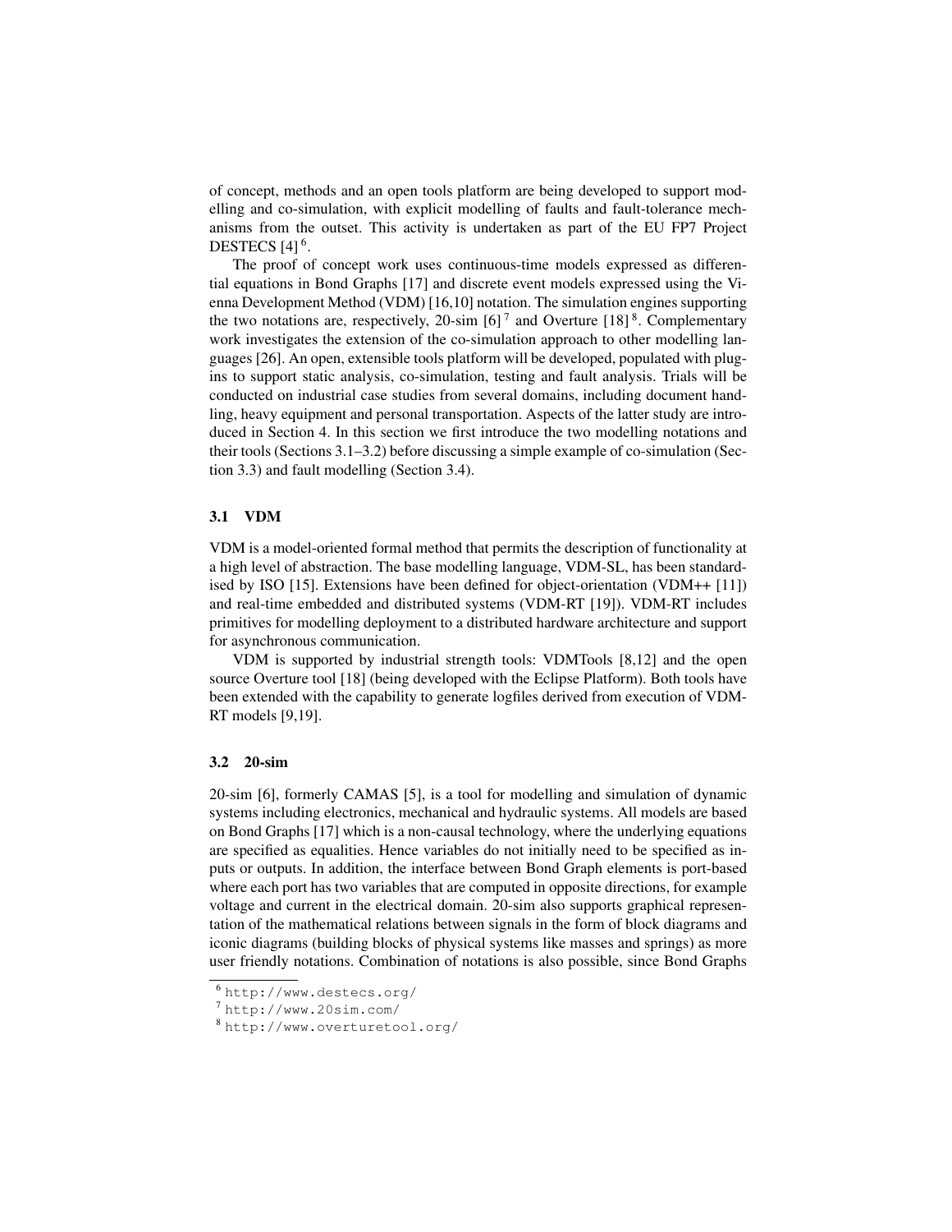of concept, methods and an open tools platform are being developed to support modelling and co-simulation, with explicit modelling of faults and fault-tolerance mechanisms from the outset. This activity is undertaken as part of the EU FP7 Project DESTECS [4] [6].

The proof of concept work uses continuous-time models expressed as differential equations in Bond Graphs [17] and discrete event models expressed using the Vienna Development Method (VDM) [16,10] notation. The simulation engines supporting the two notations are, respectively, 20-sim [6] [7] and Overture [18] [8]. Complementary work investigates the extension of the co-simulation approach to other modelling languages [26]. An open, extensible tools platform will be developed, populated with plugins to support static analysis, co-simulation, testing and fault analysis. Trials will be conducted on industrial case studies from several domains, including document handling, heavy equipment and personal transportation. Aspects of the latter study are introduced in Section 4. In this section we first introduce the two modelling notations and their tools (Sections 3.1–3.2) before discussing a simple example of co-simulation (Section 3.3) and fault modelling (Section 3.4).

### 3.1 VDM

VDM is a model-oriented formal method that permits the description of functionality at a high level of abstraction. The base modelling language, VDM-SL, has been standardised by ISO [15]. Extensions have been defined for object-orientation (VDM++ [11]) and real-time embedded and distributed systems (VDM-RT [19]). VDM-RT includes primitives for modelling deployment to a distributed hardware architecture and support for asynchronous communication.

VDM is supported by industrial strength tools: VDMTools [8,12] and the open source Overture tool [18] (being developed with the Eclipse Platform). Both tools have been extended with the capability to generate logfiles derived from execution of VDM-RT models [9,19].

### 3.2 20-sim

20-sim [6], formerly CAMAS [5], is a tool for modelling and simulation of dynamic systems including electronics, mechanical and hydraulic systems. All models are based on Bond Graphs [17] which is a non-causal technology, where the underlying equations are specified as equalities. Hence variables do not initially need to be specified as inputs or outputs. In addition, the interface between Bond Graph elements is port-based where each port has two variables that are computed in opposite directions, for example voltage and current in the electrical domain. 20-sim also supports graphical representation of the mathematical relations between signals in the form of block diagrams and iconic diagrams (building blocks of physical systems like masses and springs) as more user friendly notations. Combination of notations is also possible, since Bond Graphs

[6] http://www.destecs.org/

[7] http://www.20sim.com/

[8] http://www.overturetool.org/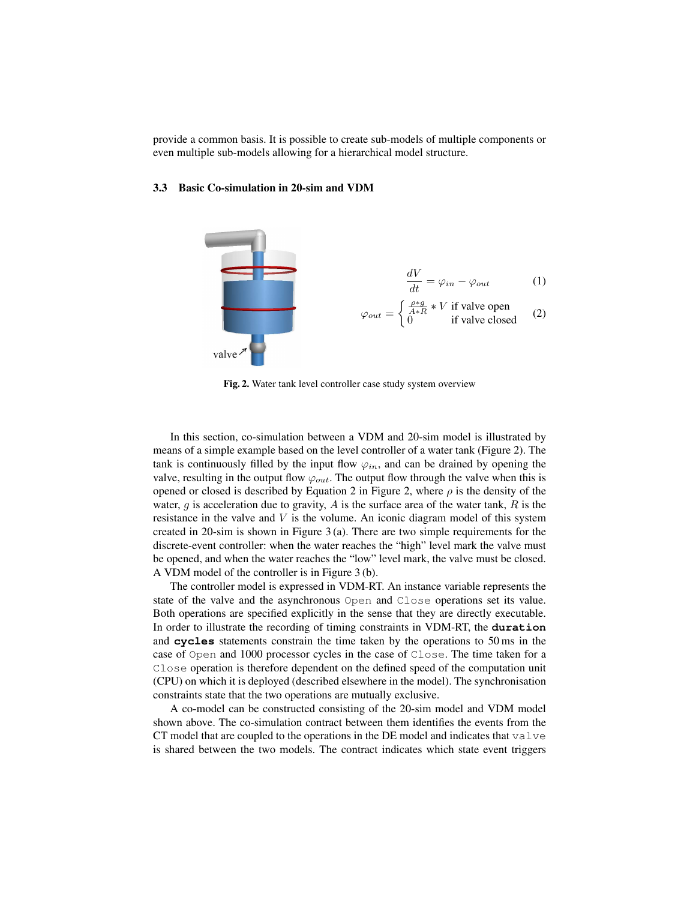provide a common basis. It is possible to create sub-models of multiple components or even multiple sub-models allowing for a hierarchical model structure.

### 3.3 Basic Co-simulation in 20-sim and VDM

$$\frac{dV}{dt} = \varphi_{in} - \varphi_{out} \tag{1}$$

$$\varphi_{out} = \begin{cases} \frac{\rho * g}{A * R} * V & \text{if valve open} \\ 0 & \text{if valve closed} \end{cases} \tag{2}$$

**Fig. 2.** Water tank level controller case study system overview

In this section, co-simulation between a VDM and 20-sim model is illustrated by means of a simple example based on the level controller of a water tank (Figure 2). The tank is continuously filled by the input flow $\varphi_{in}$, and can be drained by opening the valve, resulting in the output flow $\varphi_{out}$. The output flow through the valve when this is opened or closed is described by Equation 2 in Figure 2, where $\rho$ is the density of the water, $g$ is acceleration due to gravity, $A$ is the surface area of the water tank, $R$ is the resistance in the valve and $V$ is the volume. An iconic diagram model of this system created in 20-sim is shown in Figure 3 (a). There are two simple requirements for the discrete-event controller: when the water reaches the "high" level mark the valve must be opened, and when the water reaches the "low" level mark, the valve must be closed. A VDM model of the controller is in Figure 3 (b).

The controller model is expressed in VDM-RT. An instance variable represents the state of the valve and the asynchronous `Open` and `Close` operations set its value. Both operations are specified explicitly in the sense that they are directly executable. In order to illustrate the recording of timing constraints in VDM-RT, the **`duration`** and **`cycles`** statements constrain the time taken by the operations to 50 ms in the case of `Open` and 1000 processor cycles in the case of `Close`. The time taken for a `Close` operation is therefore dependent on the defined speed of the computation unit (CPU) on which it is deployed (described elsewhere in the model). The synchronisation constraints state that the two operations are mutually exclusive.

A co-model can be constructed consisting of the 20-sim model and VDM model shown above. The co-simulation contract between them identifies the events from the CT model that are coupled to the operations in the DE model and indicates that `valve` is shared between the two models. The contract indicates which state event triggers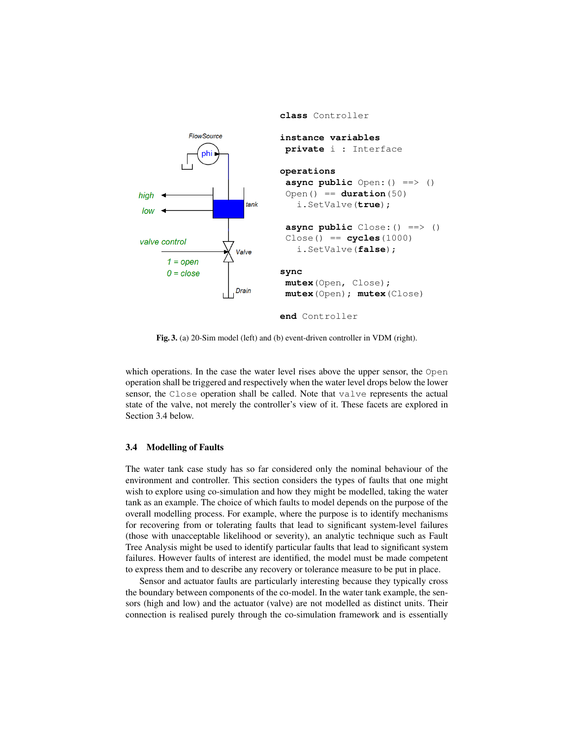```
class Controller

instance variables
 private i : Interface

operations
 async public Open: () ==> ()
 Open() == duration(50)
   i.SetValve(true);

 async public Close: () ==> ()
 Close() == cycles(1000)
   i.SetValve(false);

sync
 mutex(Open, Close);
 mutex(Open); mutex(Close)

end Controller
```

**Fig. 3.** (a) 20-Sim model (left) and (b) event-driven controller in VDM (right).

which operations. In the case the water level rises above the upper sensor, the `Open` operation shall be triggered and respectively when the water level drops below the lower sensor, the `Close` operation shall be called. Note that `valve` represents the actual state of the valve, not merely the controller's view of it. These facets are explored in Section 3.4 below.

### 3.4 Modelling of Faults

The water tank case study has so far considered only the nominal behaviour of the environment and controller. This section considers the types of faults that one might wish to explore using co-simulation and how they might be modelled, taking the water tank as an example. The choice of which faults to model depends on the purpose of the overall modelling process. For example, where the purpose is to identify mechanisms for recovering from or tolerating faults that lead to significant system-level failures (those with unacceptable likelihood or severity), an analytic technique such as Fault Tree Analysis might be used to identify particular faults that lead to significant system failures. However faults of interest are identified, the model must be made competent to express them and to describe any recovery or tolerance measure to be put in place.

Sensor and actuator faults are particularly interesting because they typically cross the boundary between components of the co-model. In the water tank example, the sensors (high and low) and the actuator (valve) are not modelled as distinct units. Their connection is realised purely through the co-simulation framework and is essentially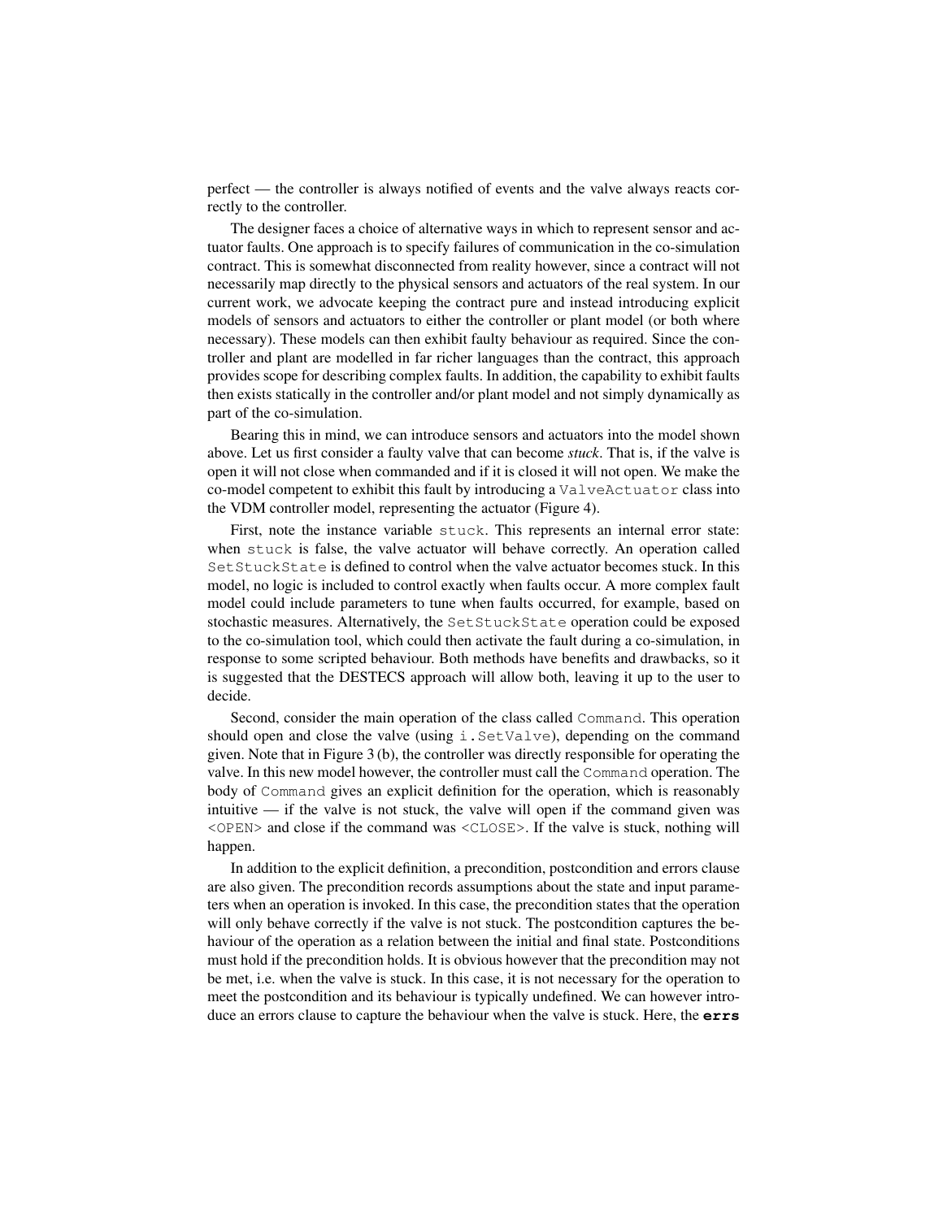perfect — the controller is always notified of events and the valve always reacts correctly to the controller.

The designer faces a choice of alternative ways in which to represent sensor and actuator faults. One approach is to specify failures of communication in the co-simulation contract. This is somewhat disconnected from reality however, since a contract will not necessarily map directly to the physical sensors and actuators of the real system. In our current work, we advocate keeping the contract pure and instead introducing explicit models of sensors and actuators to either the controller or plant model (or both where necessary). These models can then exhibit faulty behaviour as required. Since the controller and plant are modelled in far richer languages than the contract, this approach provides scope for describing complex faults. In addition, the capability to exhibit faults then exists statically in the controller and/or plant model and not simply dynamically as part of the co-simulation.

Bearing this in mind, we can introduce sensors and actuators into the model shown above. Let us first consider a faulty valve that can become *stuck*. That is, if the valve is open it will not close when commanded and if it is closed it will not open. We make the co-model competent to exhibit this fault by introducing a `ValveActuator` class into the VDM controller model, representing the actuator (Figure 4).

First, note the instance variable `stuck`. This represents an internal error state: when `stuck` is false, the valve actuator will behave correctly. An operation called `SetStuckState` is defined to control when the valve actuator becomes stuck. In this model, no logic is included to control exactly when faults occur. A more complex fault model could include parameters to tune when faults occurred, for example, based on stochastic measures. Alternatively, the `SetStuckState` operation could be exposed to the co-simulation tool, which could then activate the fault during a co-simulation, in response to some scripted behaviour. Both methods have benefits and drawbacks, so it is suggested that the DESTECS approach will allow both, leaving it up to the user to decide.

Second, consider the main operation of the class called `Command`. This operation should open and close the valve (using `i.SetValve`), depending on the command given. Note that in Figure 3 (b), the controller was directly responsible for operating the valve. In this new model however, the controller must call the `Command` operation. The body of `Command` gives an explicit definition for the operation, which is reasonably intuitive — if the valve is not stuck, the valve will open if the command given was `<OPEN>` and close if the command was `<CLOSE>`. If the valve is stuck, nothing will happen.

In addition to the explicit definition, a precondition, postcondition and errors clause are also given. The precondition records assumptions about the state and input parameters when an operation is invoked. In this case, the precondition states that the operation will only behave correctly if the valve is not stuck. The postcondition captures the behaviour of the operation as a relation between the initial and final state. Postconditions must hold if the precondition holds. It is obvious however that the precondition may not be met, i.e. when the valve is stuck. In this case, it is not necessary for the operation to meet the postcondition and its behaviour is typically undefined. We can however introduce an errors clause to capture the behaviour when the valve is stuck. Here, the **`errs`**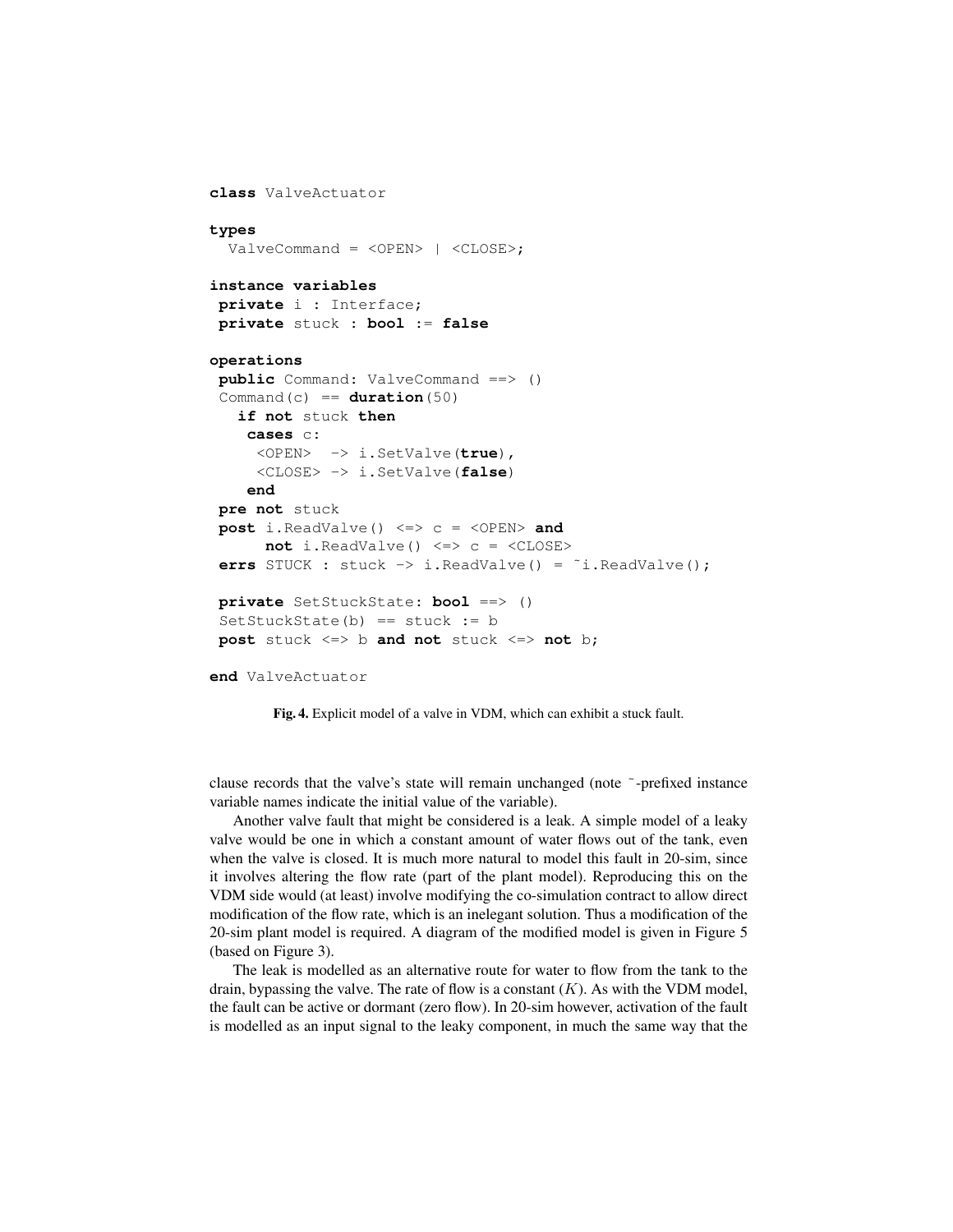```
class ValveActuator

types
  ValveCommand = <OPEN> | <CLOSE>;

instance variables
 private i : Interface;
 private stuck : bool := false

operations
 public Command: ValveCommand ==> ()
 Command(c) == duration(50)
   if not stuck then
    cases c:
     <OPEN>  -> i.SetValve(true),
     <CLOSE> -> i.SetValve(false)
    end
 pre not stuck
 post i.ReadValve() <=> c = <OPEN> and
      not i.ReadValve() <=> c = <CLOSE>
 errs STUCK : stuck -> i.ReadValve() = ~i.ReadValve();

 private SetStuckState: bool ==> ()
 SetStuckState(b) == stuck := b
 post stuck <=> b and not stuck <=> not b;

end ValveActuator
```

**Fig. 4.** Explicit model of a valve in VDM, which can exhibit a stuck fault.

clause records that the valve's state will remain unchanged (note ~-prefixed instance variable names indicate the initial value of the variable).

Another valve fault that might be considered is a leak. A simple model of a leaky valve would be one in which a constant amount of water flows out of the tank, even when the valve is closed. It is much more natural to model this fault in 20-sim, since it involves altering the flow rate (part of the plant model). Reproducing this on the VDM side would (at least) involve modifying the co-simulation contract to allow direct modification of the flow rate, which is an inelegant solution. Thus a modification of the 20-sim plant model is required. A diagram of the modified model is given in Figure 5 (based on Figure 3).

The leak is modelled as an alternative route for water to flow from the tank to the drain, bypassing the valve. The rate of flow is a constant ($K$). As with the VDM model, the fault can be active or dormant (zero flow). In 20-sim however, activation of the fault is modelled as an input signal to the leaky component, in much the same way that the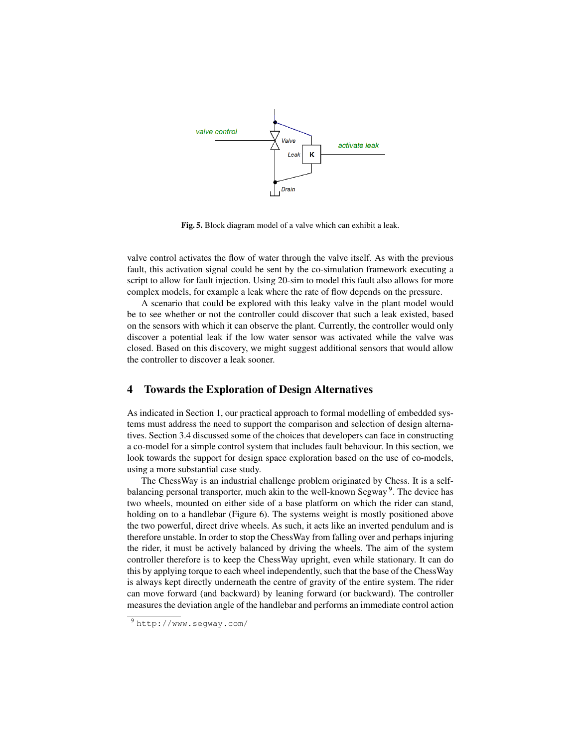Fig. 5. Block diagram model of a valve which can exhibit a leak.

valve control activates the flow of water through the valve itself. As with the previous fault, this activation signal could be sent by the co-simulation framework executing a script to allow for fault injection. Using 20-sim to model this fault also allows for more complex models, for example a leak where the rate of flow depends on the pressure.

A scenario that could be explored with this leaky valve in the plant model would be to see whether or not the controller could discover that such a leak existed, based on the sensors with which it can observe the plant. Currently, the controller would only discover a potential leak if the low water sensor was activated while the valve was closed. Based on this discovery, we might suggest additional sensors that would allow the controller to discover a leak sooner.

## 4 Towards the Exploration of Design Alternatives

As indicated in Section 1, our practical approach to formal modelling of embedded systems must address the need to support the comparison and selection of design alternatives. Section 3.4 discussed some of the choices that developers can face in constructing a co-model for a simple control system that includes fault behaviour. In this section, we look towards the support for design space exploration based on the use of co-models, using a more substantial case study.

The ChessWay is an industrial challenge problem originated by Chess. It is a self-balancing personal transporter, much akin to the well-known Segway [9]. The device has two wheels, mounted on either side of a base platform on which the rider can stand, holding on to a handlebar (Figure 6). The systems weight is mostly positioned above the two powerful, direct drive wheels. As such, it acts like an inverted pendulum and is therefore unstable. In order to stop the ChessWay from falling over and perhaps injuring the rider, it must be actively balanced by driving the wheels. The aim of the system controller therefore is to keep the ChessWay upright, even while stationary. It can do this by applying torque to each wheel independently, such that the base of the ChessWay is always kept directly underneath the centre of gravity of the entire system. The rider can move forward (and backward) by leaning forward (or backward). The controller measures the deviation angle of the handlebar and performs an immediate control action

[9] http://www.segway.com/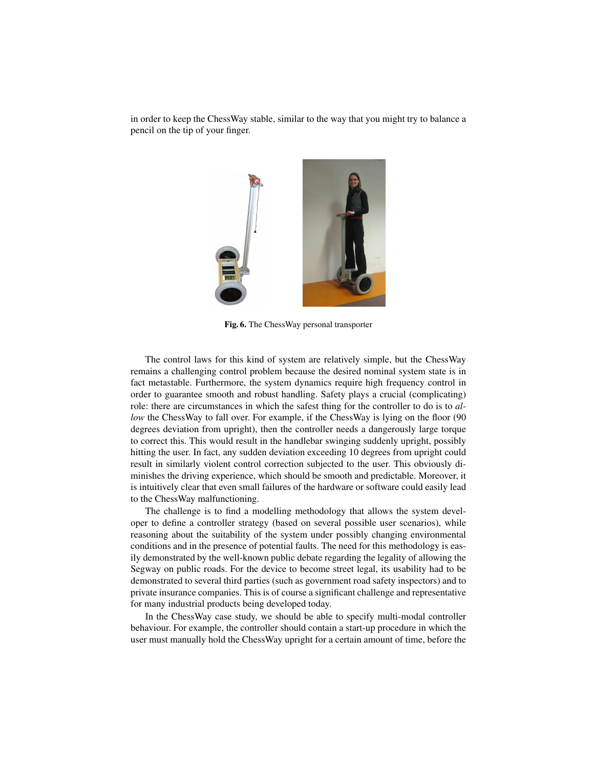in order to keep the ChessWay stable, similar to the way that you might try to balance a pencil on the tip of your finger.

**Fig. 6.** The ChessWay personal transporter

The control laws for this kind of system are relatively simple, but the ChessWay remains a challenging control problem because the desired nominal system state is in fact metastable. Furthermore, the system dynamics require high frequency control in order to guarantee smooth and robust handling. Safety plays a crucial (complicating) role: there are circumstances in which the safest thing for the controller to do is to *allow* the ChessWay to fall over. For example, if the ChessWay is lying on the floor (90 degrees deviation from upright), then the controller needs a dangerously large torque to correct this. This would result in the handlebar swinging suddenly upright, possibly hitting the user. In fact, any sudden deviation exceeding 10 degrees from upright could result in similarly violent control correction subjected to the user. This obviously diminishes the driving experience, which should be smooth and predictable. Moreover, it is intuitively clear that even small failures of the hardware or software could easily lead to the ChessWay malfunctioning.

The challenge is to find a modelling methodology that allows the system developer to define a controller strategy (based on several possible user scenarios), while reasoning about the suitability of the system under possibly changing environmental conditions and in the presence of potential faults. The need for this methodology is easily demonstrated by the well-known public debate regarding the legality of allowing the Segway on public roads. For the device to become street legal, its usability had to be demonstrated to several third parties (such as government road safety inspectors) and to private insurance companies. This is of course a significant challenge and representative for many industrial products being developed today.

In the ChessWay case study, we should be able to specify multi-modal controller behaviour. For example, the controller should contain a start-up procedure in which the user must manually hold the ChessWay upright for a certain amount of time, before the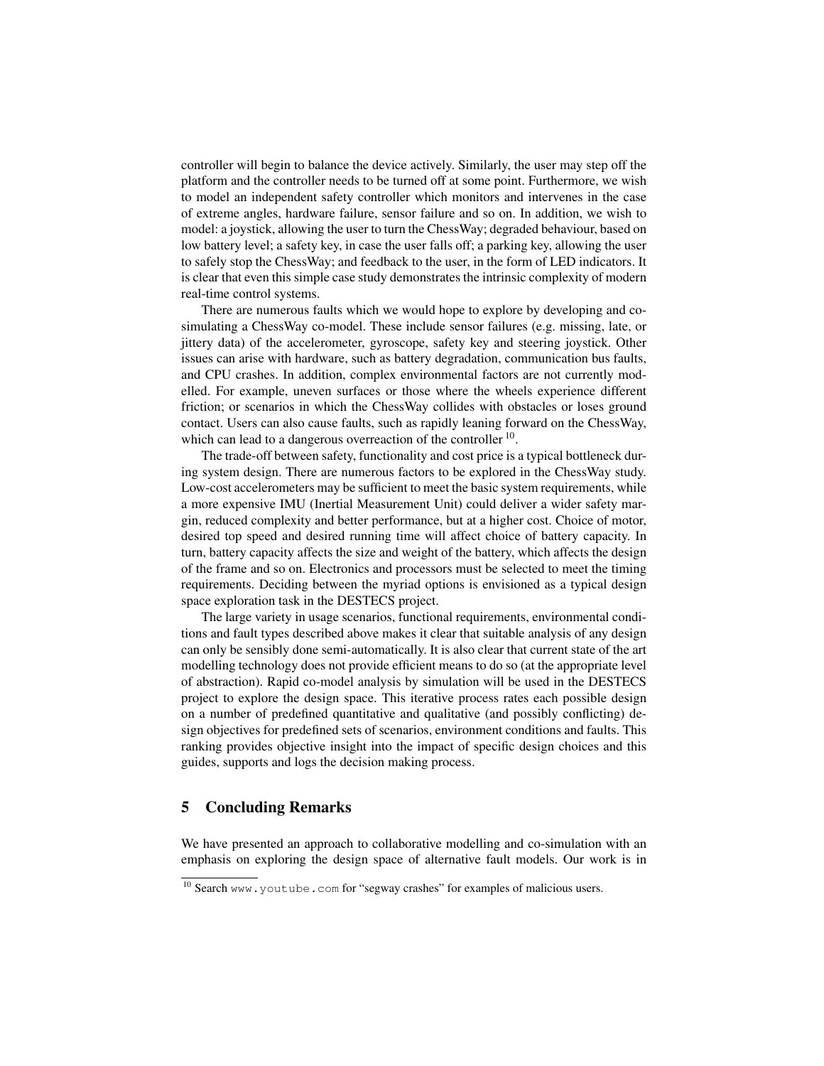controller will begin to balance the device actively. Similarly, the user may step off the platform and the controller needs to be turned off at some point. Furthermore, we wish to model an independent safety controller which monitors and intervenes in the case of extreme angles, hardware failure, sensor failure and so on. In addition, we wish to model: a joystick, allowing the user to turn the ChessWay; degraded behaviour, based on low battery level; a safety key, in case the user falls off; a parking key, allowing the user to safely stop the ChessWay; and feedback to the user, in the form of LED indicators. It is clear that even this simple case study demonstrates the intrinsic complexity of modern real-time control systems.

There are numerous faults which we would hope to explore by developing and co-simulating a ChessWay co-model. These include sensor failures (e.g. missing, late, or jittery data) of the accelerometer, gyroscope, safety key and steering joystick. Other issues can arise with hardware, such as battery degradation, communication bus faults, and CPU crashes. In addition, complex environmental factors are not currently modelled. For example, uneven surfaces or those where the wheels experience different friction; or scenarios in which the ChessWay collides with obstacles or loses ground contact. Users can also cause faults, such as rapidly leaning forward on the ChessWay, which can lead to a dangerous overreaction of the controller [10].

The trade-off between safety, functionality and cost price is a typical bottleneck during system design. There are numerous factors to be explored in the ChessWay study. Low-cost accelerometers may be sufficient to meet the basic system requirements, while a more expensive IMU (Inertial Measurement Unit) could deliver a wider safety margin, reduced complexity and better performance, but at a higher cost. Choice of motor, desired top speed and desired running time will affect choice of battery capacity. In turn, battery capacity affects the size and weight of the battery, which affects the design of the frame and so on. Electronics and processors must be selected to meet the timing requirements. Deciding between the myriad options is envisioned as a typical design space exploration task in the DESTECS project.

The large variety in usage scenarios, functional requirements, environmental conditions and fault types described above makes it clear that suitable analysis of any design can only be sensibly done semi-automatically. It is also clear that current state of the art modelling technology does not provide efficient means to do so (at the appropriate level of abstraction). Rapid co-model analysis by simulation will be used in the DESTECS project to explore the design space. This iterative process rates each possible design on a number of predefined quantitative and qualitative (and possibly conflicting) design objectives for predefined sets of scenarios, environment conditions and faults. This ranking provides objective insight into the impact of specific design choices and this guides, supports and logs the decision making process.

## 5 Concluding Remarks

We have presented an approach to collaborative modelling and co-simulation with an emphasis on exploring the design space of alternative fault models. Our work is in

[10] Search www.youtube.com for "segway crashes" for examples of malicious users.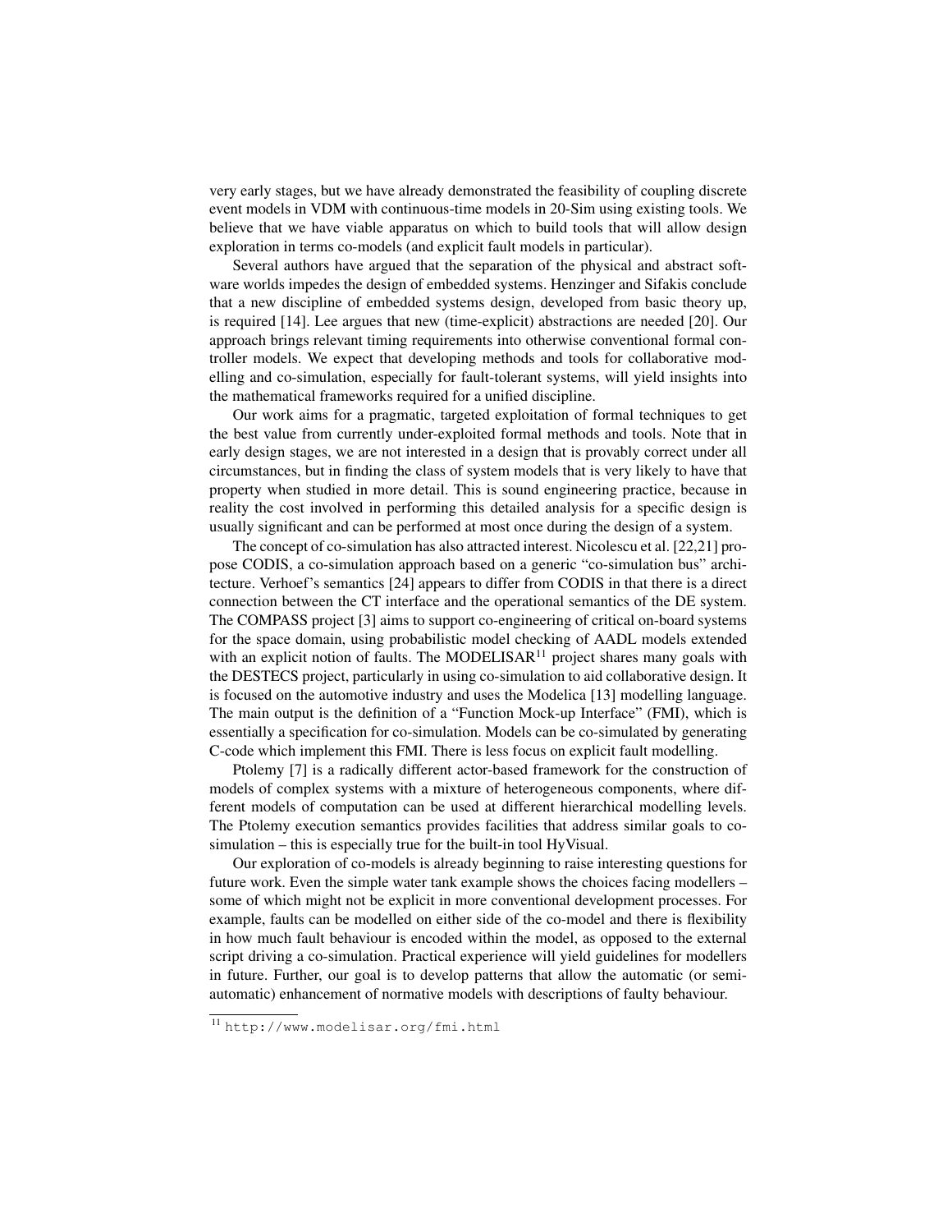very early stages, but we have already demonstrated the feasibility of coupling discrete event models in VDM with continuous-time models in 20-Sim using existing tools. We believe that we have viable apparatus on which to build tools that will allow design exploration in terms co-models (and explicit fault models in particular).

Several authors have argued that the separation of the physical and abstract software worlds impedes the design of embedded systems. Henzinger and Sifakis conclude that a new discipline of embedded systems design, developed from basic theory up, is required [14]. Lee argues that new (time-explicit) abstractions are needed [20]. Our approach brings relevant timing requirements into otherwise conventional formal controller models. We expect that developing methods and tools for collaborative modelling and co-simulation, especially for fault-tolerant systems, will yield insights into the mathematical frameworks required for a unified discipline.

Our work aims for a pragmatic, targeted exploitation of formal techniques to get the best value from currently under-exploited formal methods and tools. Note that in early design stages, we are not interested in a design that is provably correct under all circumstances, but in finding the class of system models that is very likely to have that property when studied in more detail. This is sound engineering practice, because in reality the cost involved in performing this detailed analysis for a specific design is usually significant and can be performed at most once during the design of a system.

The concept of co-simulation has also attracted interest. Nicolescu et al. [22,21] propose CODIS, a co-simulation approach based on a generic "co-simulation bus" architecture. Verhoef's semantics [24] appears to differ from CODIS in that there is a direct connection between the CT interface and the operational semantics of the DE system. The COMPASS project [3] aims to support co-engineering of critical on-board systems for the space domain, using probabilistic model checking of AADL models extended with an explicit notion of faults. The MODELISAR[11] project shares many goals with the DESTECS project, particularly in using co-simulation to aid collaborative design. It is focused on the automotive industry and uses the Modelica [13] modelling language. The main output is the definition of a "Function Mock-up Interface" (FMI), which is essentially a specification for co-simulation. Models can be co-simulated by generating C-code which implement this FMI. There is less focus on explicit fault modelling.

Ptolemy [7] is a radically different actor-based framework for the construction of models of complex systems with a mixture of heterogeneous components, where different models of computation can be used at different hierarchical modelling levels. The Ptolemy execution semantics provides facilities that address similar goals to co-simulation – this is especially true for the built-in tool HyVisual.

Our exploration of co-models is already beginning to raise interesting questions for future work. Even the simple water tank example shows the choices facing modellers – some of which might not be explicit in more conventional development processes. For example, faults can be modelled on either side of the co-model and there is flexibility in how much fault behaviour is encoded within the model, as opposed to the external script driving a co-simulation. Practical experience will yield guidelines for modellers in future. Further, our goal is to develop patterns that allow the automatic (or semi-automatic) enhancement of normative models with descriptions of faulty behaviour.

[11] http://www.modelisar.org/fmi.html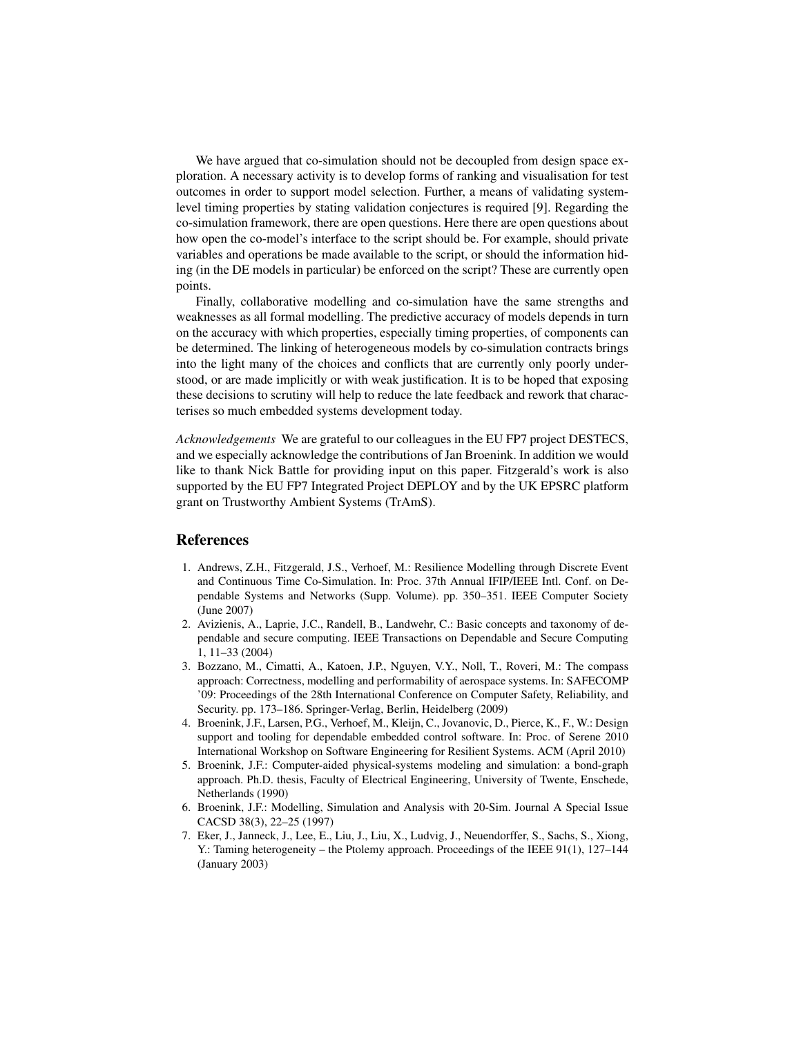We have argued that co-simulation should not be decoupled from design space exploration. A necessary activity is to develop forms of ranking and visualisation for test outcomes in order to support model selection. Further, a means of validating system-level timing properties by stating validation conjectures is required [9]. Regarding the co-simulation framework, there are open questions. Here there are open questions about how open the co-model's interface to the script should be. For example, should private variables and operations be made available to the script, or should the information hiding (in the DE models in particular) be enforced on the script? These are currently open points.

Finally, collaborative modelling and co-simulation have the same strengths and weaknesses as all formal modelling. The predictive accuracy of models depends in turn on the accuracy with which properties, especially timing properties, of components can be determined. The linking of heterogeneous models by co-simulation contracts brings into the light many of the choices and conflicts that are currently only poorly understood, or are made implicitly or with weak justification. It is to be hoped that exposing these decisions to scrutiny will help to reduce the late feedback and rework that characterises so much embedded systems development today.

*Acknowledgements* We are grateful to our colleagues in the EU FP7 project DESTECS, and we especially acknowledge the contributions of Jan Broenink. In addition we would like to thank Nick Battle for providing input on this paper. Fitzgerald's work is also supported by the EU FP7 Integrated Project DEPLOY and by the UK EPSRC platform grant on Trustworthy Ambient Systems (TrAmS).

## References

1. Andrews, Z.H., Fitzgerald, J.S., Verhoef, M.: Resilience Modelling through Discrete Event and Continuous Time Co-Simulation. In: Proc. 37th Annual IFIP/IEEE Intl. Conf. on Dependable Systems and Networks (Supp. Volume). pp. 350–351. IEEE Computer Society (June 2007)
2. Avizienis, A., Laprie, J.C., Randell, B., Landwehr, C.: Basic concepts and taxonomy of dependable and secure computing. IEEE Transactions on Dependable and Secure Computing 1, 11–33 (2004)
3. Bozzano, M., Cimatti, A., Katoen, J.P., Nguyen, V.Y., Noll, T., Roveri, M.: The compass approach: Correctness, modelling and performability of aerospace systems. In: SAFECOMP '09: Proceedings of the 28th International Conference on Computer Safety, Reliability, and Security. pp. 173–186. Springer-Verlag, Berlin, Heidelberg (2009)
4. Broenink, J.F., Larsen, P.G., Verhoef, M., Kleijn, C., Jovanovic, D., Pierce, K., F., W.: Design support and tooling for dependable embedded control software. In: Proc. of Serene 2010 International Workshop on Software Engineering for Resilient Systems. ACM (April 2010)
5. Broenink, J.F.: Computer-aided physical-systems modeling and simulation: a bond-graph approach. Ph.D. thesis, Faculty of Electrical Engineering, University of Twente, Enschede, Netherlands (1990)
6. Broenink, J.F.: Modelling, Simulation and Analysis with 20-Sim. Journal A Special Issue CACSD 38(3), 22–25 (1997)
7. Eker, J., Janneck, J., Lee, E., Liu, J., Liu, X., Ludvig, J., Neuendorffer, S., Sachs, S., Xiong, Y.: Taming heterogeneity – the Ptolemy approach. Proceedings of the IEEE 91(1), 127–144 (January 2003)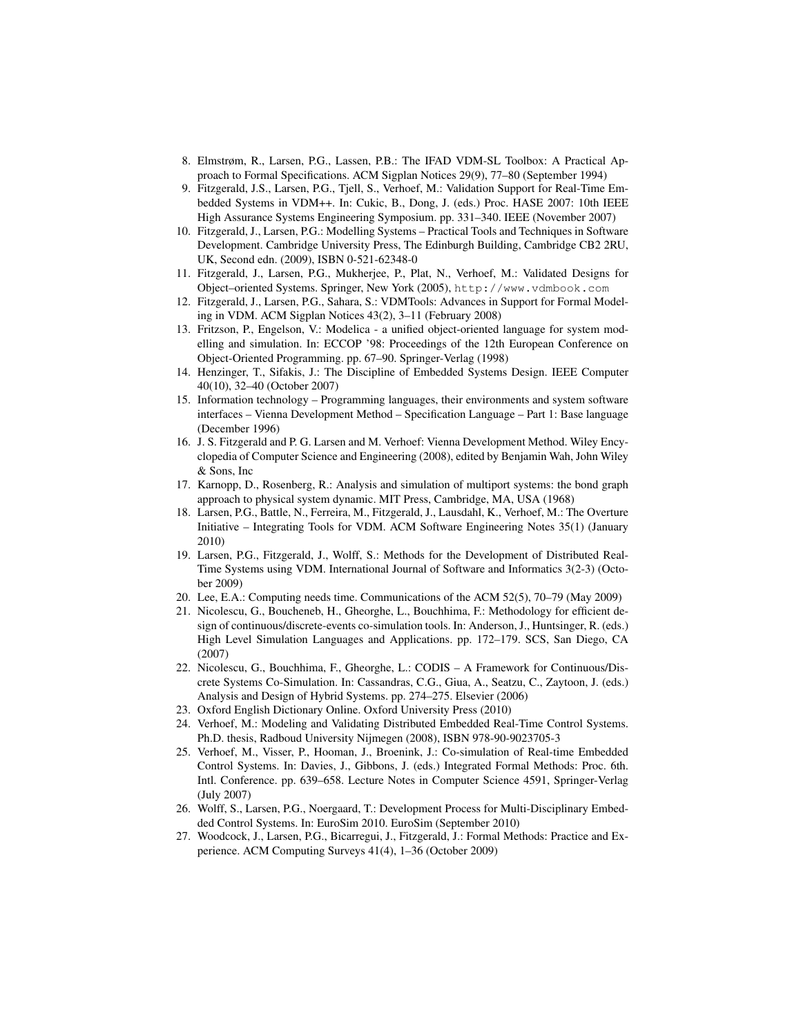8. Elmstrøm, R., Larsen, P.G., Lassen, P.B.: The IFAD VDM-SL Toolbox: A Practical Approach to Formal Specifications. ACM Sigplan Notices 29(9), 77–80 (September 1994)
9. Fitzgerald, J.S., Larsen, P.G., Tjell, S., Verhoef, M.: Validation Support for Real-Time Embedded Systems in VDM++. In: Cukic, B., Dong, J. (eds.) Proc. HASE 2007: 10th IEEE High Assurance Systems Engineering Symposium. pp. 331–340. IEEE (November 2007)
10. Fitzgerald, J., Larsen, P.G.: Modelling Systems – Practical Tools and Techniques in Software Development. Cambridge University Press, The Edinburgh Building, Cambridge CB2 2RU, UK, Second edn. (2009), ISBN 0-521-62348-0
11. Fitzgerald, J., Larsen, P.G., Mukherjee, P., Plat, N., Verhoef, M.: Validated Designs for Object–oriented Systems. Springer, New York (2005), `http://www.vdmbook.com`
12. Fitzgerald, J., Larsen, P.G., Sahara, S.: VDMTools: Advances in Support for Formal Modeling in VDM. ACM Sigplan Notices 43(2), 3–11 (February 2008)
13. Fritzson, P., Engelson, V.: Modelica - a unified object-oriented language for system modelling and simulation. In: ECCOP '98: Proceedings of the 12th European Conference on Object-Oriented Programming. pp. 67–90. Springer-Verlag (1998)
14. Henzinger, T., Sifakis, J.: The Discipline of Embedded Systems Design. IEEE Computer 40(10), 32–40 (October 2007)
15. Information technology – Programming languages, their environments and system software interfaces – Vienna Development Method – Specification Language – Part 1: Base language (December 1996)
16. J. S. Fitzgerald and P. G. Larsen and M. Verhoef: Vienna Development Method. Wiley Encyclopedia of Computer Science and Engineering (2008), edited by Benjamin Wah, John Wiley & Sons, Inc
17. Karnopp, D., Rosenberg, R.: Analysis and simulation of multiport systems: the bond graph approach to physical system dynamic. MIT Press, Cambridge, MA, USA (1968)
18. Larsen, P.G., Battle, N., Ferreira, M., Fitzgerald, J., Lausdahl, K., Verhoef, M.: The Overture Initiative – Integrating Tools for VDM. ACM Software Engineering Notes 35(1) (January 2010)
19. Larsen, P.G., Fitzgerald, J., Wolff, S.: Methods for the Development of Distributed Real-Time Systems using VDM. International Journal of Software and Informatics 3(2-3) (October 2009)
20. Lee, E.A.: Computing needs time. Communications of the ACM 52(5), 70–79 (May 2009)
21. Nicolescu, G., Boucheneb, H., Gheorghe, L., Bouchhima, F.: Methodology for efficient design of continuous/discrete-events co-simulation tools. In: Anderson, J., Huntsinger, R. (eds.) High Level Simulation Languages and Applications. pp. 172–179. SCS, San Diego, CA (2007)
22. Nicolescu, G., Bouchhima, F., Gheorghe, L.: CODIS – A Framework for Continuous/Discrete Systems Co-Simulation. In: Cassandras, C.G., Giua, A., Seatzu, C., Zaytoon, J. (eds.) Analysis and Design of Hybrid Systems. pp. 274–275. Elsevier (2006)
23. Oxford English Dictionary Online. Oxford University Press (2010)
24. Verhoef, M.: Modeling and Validating Distributed Embedded Real-Time Control Systems. Ph.D. thesis, Radboud University Nijmegen (2008), ISBN 978-90-9023705-3
25. Verhoef, M., Visser, P., Hooman, J., Broenink, J.: Co-simulation of Real-time Embedded Control Systems. In: Davies, J., Gibbons, J. (eds.) Integrated Formal Methods: Proc. 6th. Intl. Conference. pp. 639–658. Lecture Notes in Computer Science 4591, Springer-Verlag (July 2007)
26. Wolff, S., Larsen, P.G., Noergaard, T.: Development Process for Multi-Disciplinary Embedded Control Systems. In: EuroSim 2010. EuroSim (September 2010)
27. Woodcock, J., Larsen, P.G., Bicarregui, J., Fitzgerald, J.: Formal Methods: Practice and Experience. ACM Computing Surveys 41(4), 1–36 (October 2009)